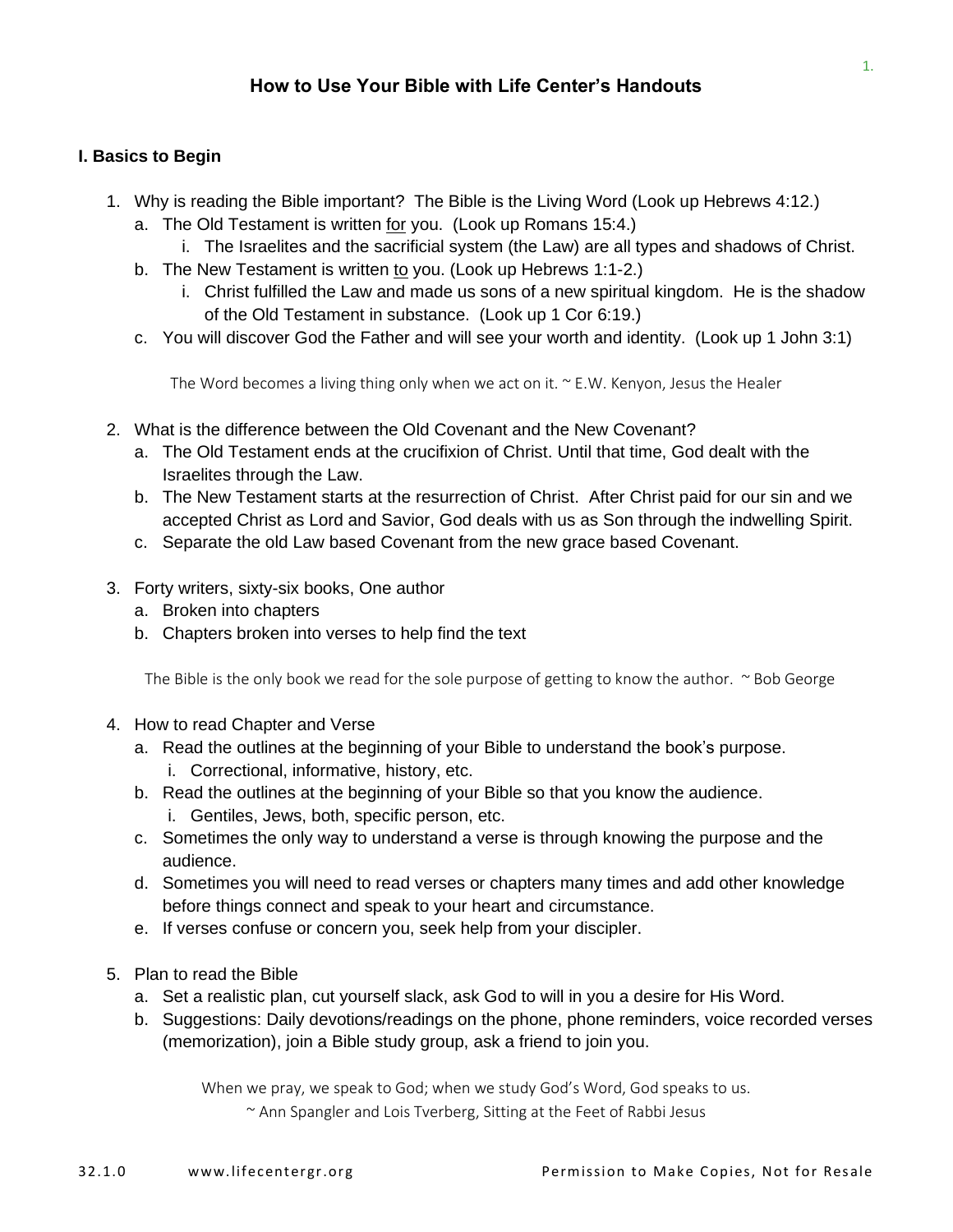# How to Use Your Bible with Life Center's Handouts

## I. Basics to Begin

1. Why is reading the Bible important? The Bible is the Living Word (Look up Hebrews 4:12.)
   a. The Old Testament is written <u>for</u> you. (Look up Romans 15:4.)
      i. The Israelites and the sacrificial system (the Law) are all types and shadows of Christ.
   b. The New Testament is written <u>to</u> you. (Look up Hebrews 1:1-2.)
      i. Christ fulfilled the Law and made us sons of a new spiritual kingdom. He is the shadow of the Old Testament in substance. (Look up 1 Cor 6:19.)
   c. You will discover God the Father and will see your worth and identity. (Look up 1 John 3:1)

The Word becomes a living thing only when we act on it. ~ E.W. Kenyon, Jesus the Healer

2. What is the difference between the Old Covenant and the New Covenant?
   a. The Old Testament ends at the crucifixion of Christ. Until that time, God dealt with the Israelites through the Law.
   b. The New Testament starts at the resurrection of Christ. After Christ paid for our sin and we accepted Christ as Lord and Savior, God deals with us as Son through the indwelling Spirit.
   c. Separate the old Law based Covenant from the new grace based Covenant.

3. Forty writers, sixty-six books, One author
   a. Broken into chapters
   b. Chapters broken into verses to help find the text

The Bible is the only book we read for the sole purpose of getting to know the author. ~ Bob George

4. How to read Chapter and Verse
   a. Read the outlines at the beginning of your Bible to understand the book's purpose.
      i. Correctional, informative, history, etc.
   b. Read the outlines at the beginning of your Bible so that you know the audience.
      i. Gentiles, Jews, both, specific person, etc.
   c. Sometimes the only way to understand a verse is through knowing the purpose and the audience.
   d. Sometimes you will need to read verses or chapters many times and add other knowledge before things connect and speak to your heart and circumstance.
   e. If verses confuse or concern you, seek help from your discipler.

5. Plan to read the Bible
   a. Set a realistic plan, cut yourself slack, ask God to will in you a desire for His Word.
   b. Suggestions: Daily devotions/readings on the phone, phone reminders, voice recorded verses (memorization), join a Bible study group, ask a friend to join you.

When we pray, we speak to God; when we study God's Word, God speaks to us.
~ Ann Spangler and Lois Tverberg, Sitting at the Feet of Rabbi Jesus

32.1.0 www.lifecentergr.org Permission to Make Copies, Not for Resale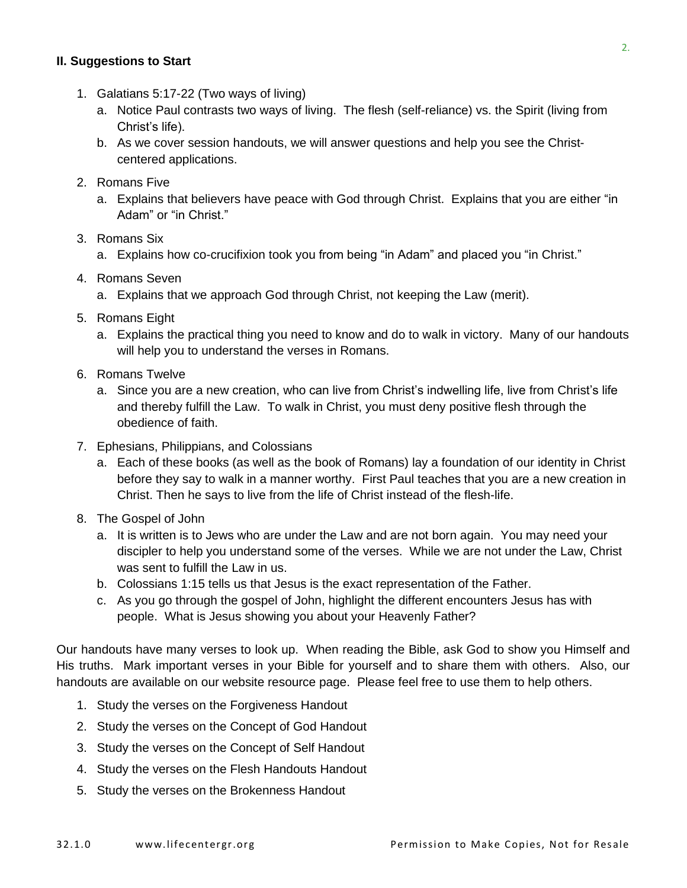### II. Suggestions to Start

1. Galatians 5:17-22 (Two ways of living)
   a. Notice Paul contrasts two ways of living. The flesh (self-reliance) vs. the Spirit (living from Christ's life).
   b. As we cover session handouts, we will answer questions and help you see the Christ-centered applications.
2. Romans Five
   a. Explains that believers have peace with God through Christ. Explains that you are either "in Adam" or "in Christ."
3. Romans Six
   a. Explains how co-crucifixion took you from being "in Adam" and placed you "in Christ."
4. Romans Seven
   a. Explains that we approach God through Christ, not keeping the Law (merit).
5. Romans Eight
   a. Explains the practical thing you need to know and do to walk in victory. Many of our handouts will help you to understand the verses in Romans.
6. Romans Twelve
   a. Since you are a new creation, who can live from Christ's indwelling life, live from Christ's life and thereby fulfill the Law. To walk in Christ, you must deny positive flesh through the obedience of faith.
7. Ephesians, Philippians, and Colossians
   a. Each of these books (as well as the book of Romans) lay a foundation of our identity in Christ before they say to walk in a manner worthy. First Paul teaches that you are a new creation in Christ. Then he says to live from the life of Christ instead of the flesh-life.
8. The Gospel of John
   a. It is written is to Jews who are under the Law and are not born again. You may need your discipler to help you understand some of the verses. While we are not under the Law, Christ was sent to fulfill the Law in us.
   b. Colossians 1:15 tells us that Jesus is the exact representation of the Father.
   c. As you go through the gospel of John, highlight the different encounters Jesus has with people. What is Jesus showing you about your Heavenly Father?

Our handouts have many verses to look up. When reading the Bible, ask God to show you Himself and His truths. Mark important verses in your Bible for yourself and to share them with others. Also, our handouts are available on our website resource page. Please feel free to use them to help others.

1. Study the verses on the Forgiveness Handout
2. Study the verses on the Concept of God Handout
3. Study the verses on the Concept of Self Handout
4. Study the verses on the Flesh Handouts Handout
5. Study the verses on the Brokenness Handout